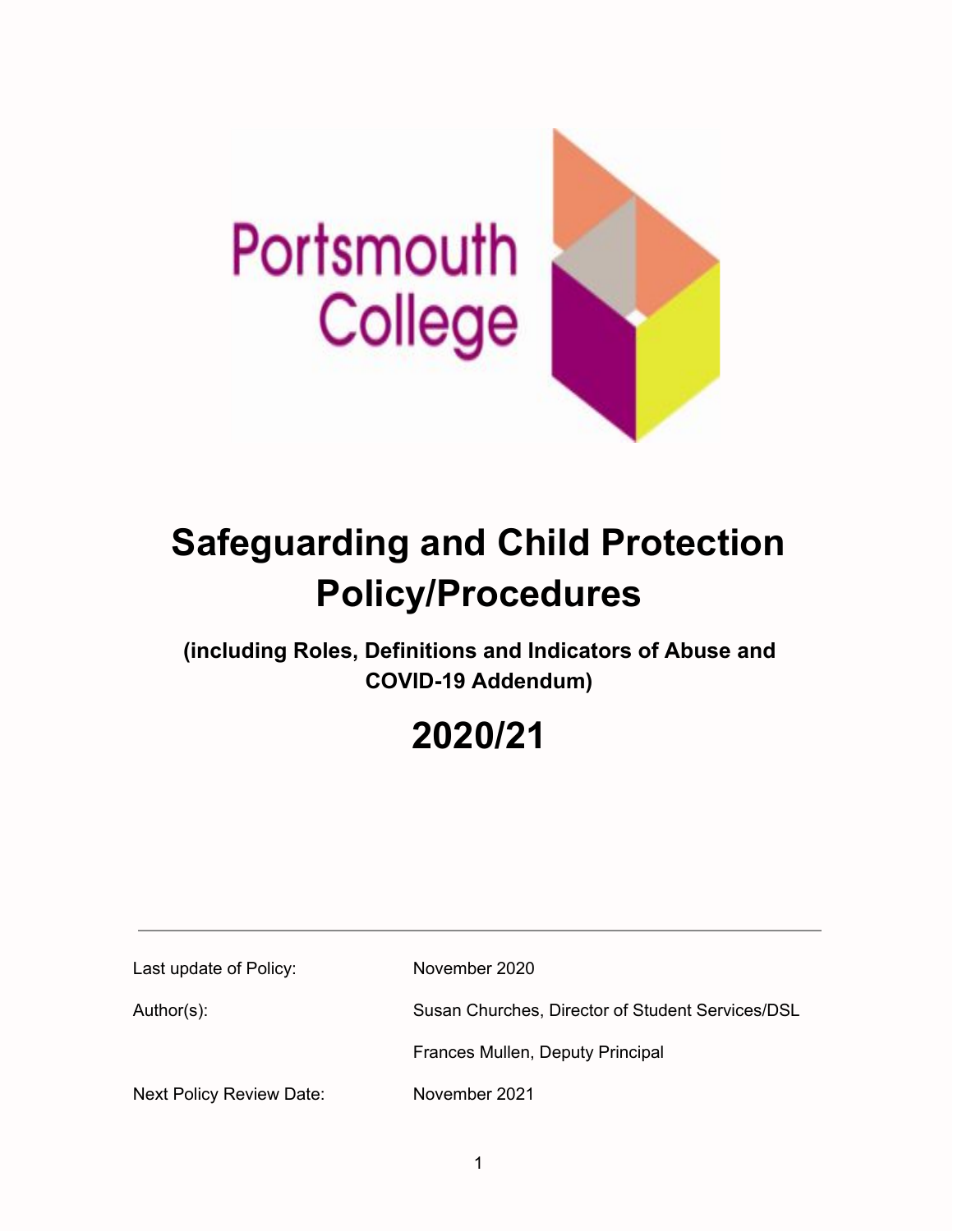Portsmouth College

# Safeguarding and Child Protection Policy/Procedures

**(including Roles, Definitions and Indicators of Abuse and COVID-19 Addendum)**

# 2020/21

| | |
|---|---|
| Last update of Policy: | November 2020 |
| Author(s): | Susan Churches, Director of Student Services/DSL |
| | Frances Mullen, Deputy Principal |
| Next Policy Review Date: | November 2021 |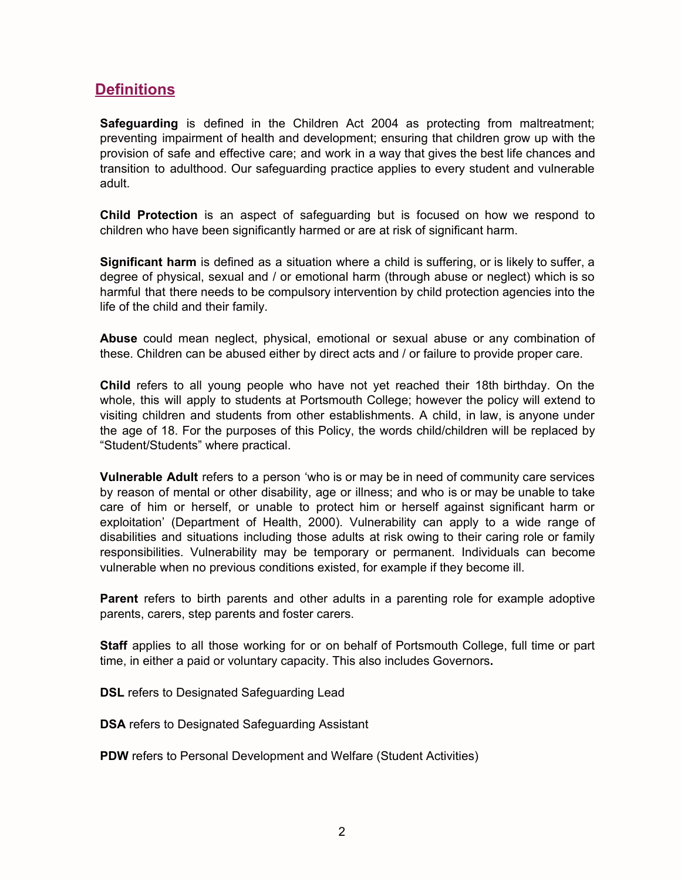## Definitions

**Safeguarding** is defined in the Children Act 2004 as protecting from maltreatment; preventing impairment of health and development; ensuring that children grow up with the provision of safe and effective care; and work in a way that gives the best life chances and transition to adulthood. Our safeguarding practice applies to every student and vulnerable adult.

**Child Protection** is an aspect of safeguarding but is focused on how we respond to children who have been significantly harmed or are at risk of significant harm.

**Significant harm** is defined as a situation where a child is suffering, or is likely to suffer, a degree of physical, sexual and / or emotional harm (through abuse or neglect) which is so harmful that there needs to be compulsory intervention by child protection agencies into the life of the child and their family.

**Abuse** could mean neglect, physical, emotional or sexual abuse or any combination of these. Children can be abused either by direct acts and / or failure to provide proper care.

**Child** refers to all young people who have not yet reached their 18th birthday. On the whole, this will apply to students at Portsmouth College; however the policy will extend to visiting children and students from other establishments. A child, in law, is anyone under the age of 18. For the purposes of this Policy, the words child/children will be replaced by "Student/Students" where practical.

**Vulnerable Adult** refers to a person 'who is or may be in need of community care services by reason of mental or other disability, age or illness; and who is or may be unable to take care of him or herself, or unable to protect him or herself against significant harm or exploitation' (Department of Health, 2000). Vulnerability can apply to a wide range of disabilities and situations including those adults at risk owing to their caring role or family responsibilities. Vulnerability may be temporary or permanent. Individuals can become vulnerable when no previous conditions existed, for example if they become ill.

**Parent** refers to birth parents and other adults in a parenting role for example adoptive parents, carers, step parents and foster carers.

**Staff** applies to all those working for or on behalf of Portsmouth College, full time or part time, in either a paid or voluntary capacity. This also includes Governors**.**

**DSL** refers to Designated Safeguarding Lead

**DSA** refers to Designated Safeguarding Assistant

**PDW** refers to Personal Development and Welfare (Student Activities)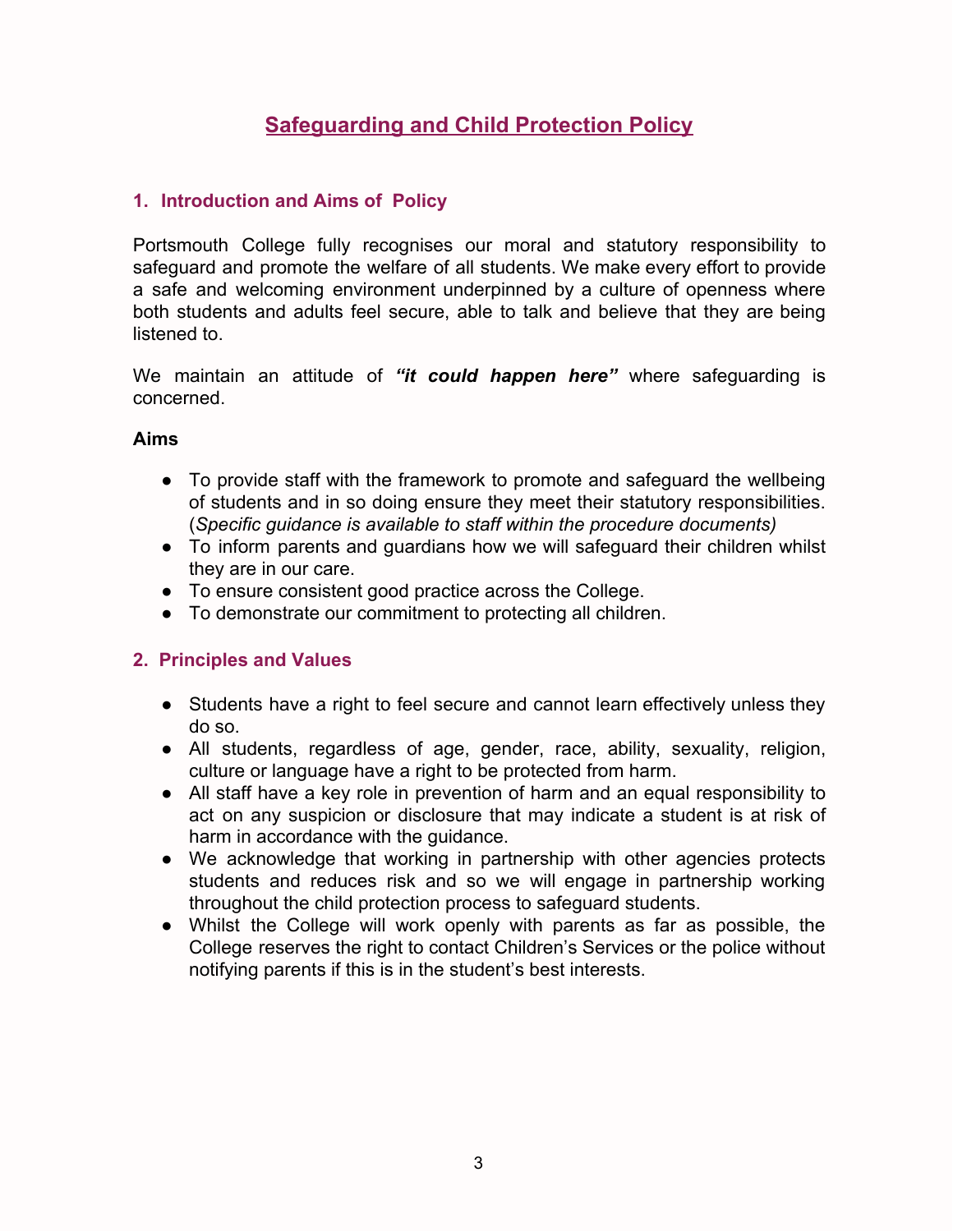# Safeguarding and Child Protection Policy

## 1. Introduction and Aims of Policy

Portsmouth College fully recognises our moral and statutory responsibility to safeguard and promote the welfare of all students. We make every effort to provide a safe and welcoming environment underpinned by a culture of openness where both students and adults feel secure, able to talk and believe that they are being listened to.

We maintain an attitude of ***"it could happen here"*** where safeguarding is concerned.

**Aims**

- To provide staff with the framework to promote and safeguard the wellbeing of students and in so doing ensure they meet their statutory responsibilities. (*Specific guidance is available to staff within the procedure documents)*
- To inform parents and guardians how we will safeguard their children whilst they are in our care.
- To ensure consistent good practice across the College.
- To demonstrate our commitment to protecting all children.

## 2. Principles and Values

- Students have a right to feel secure and cannot learn effectively unless they do so.
- All students, regardless of age, gender, race, ability, sexuality, religion, culture or language have a right to be protected from harm.
- All staff have a key role in prevention of harm and an equal responsibility to act on any suspicion or disclosure that may indicate a student is at risk of harm in accordance with the guidance.
- We acknowledge that working in partnership with other agencies protects students and reduces risk and so we will engage in partnership working throughout the child protection process to safeguard students.
- Whilst the College will work openly with parents as far as possible, the College reserves the right to contact Children's Services or the police without notifying parents if this is in the student's best interests.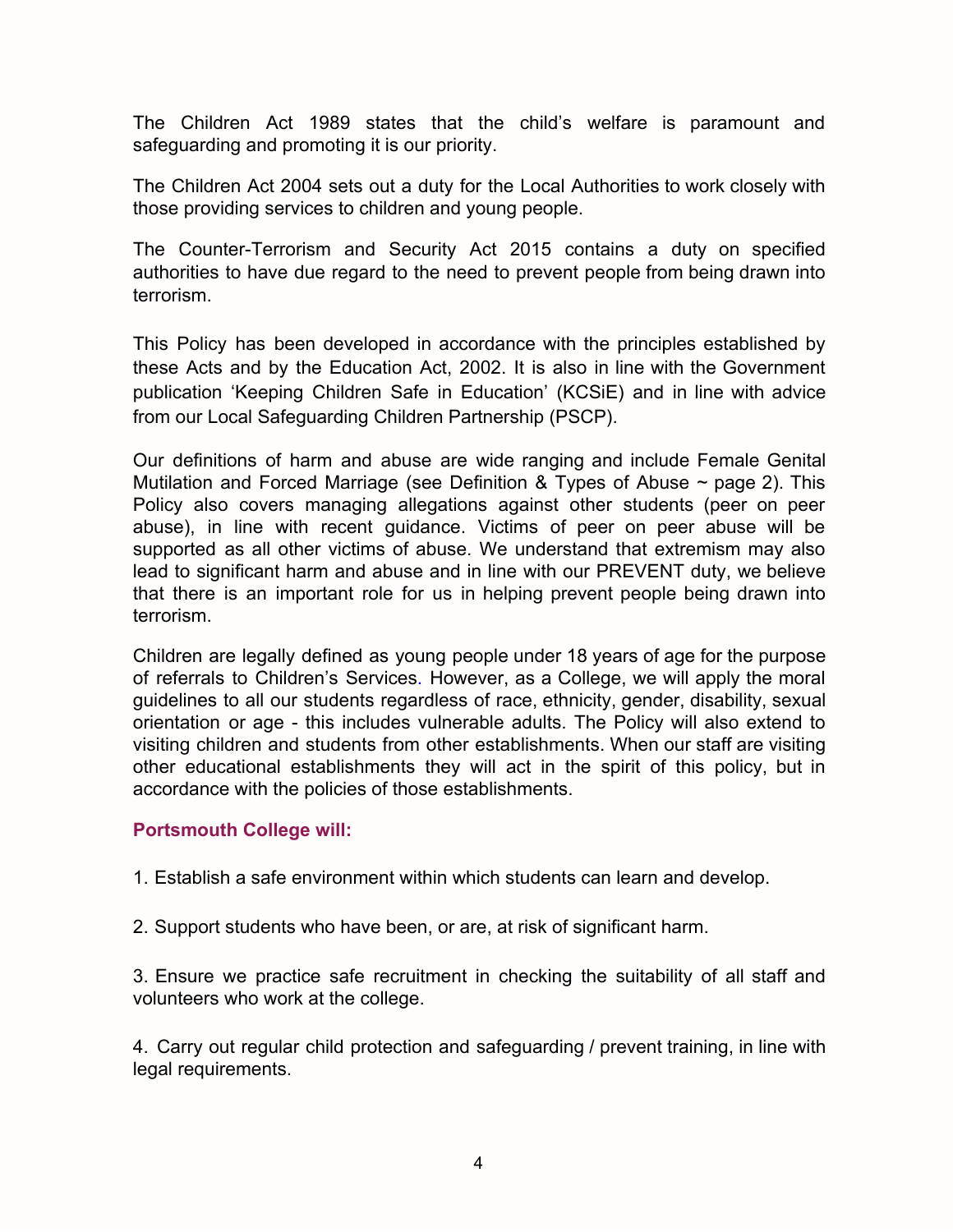The Children Act 1989 states that the child's welfare is paramount and safeguarding and promoting it is our priority.

The Children Act 2004 sets out a duty for the Local Authorities to work closely with those providing services to children and young people.

The Counter-Terrorism and Security Act 2015 contains a duty on specified authorities to have due regard to the need to prevent people from being drawn into terrorism.

This Policy has been developed in accordance with the principles established by these Acts and by the Education Act, 2002. It is also in line with the Government publication 'Keeping Children Safe in Education' (KCSiE) and in line with advice from our Local Safeguarding Children Partnership (PSCP).

Our definitions of harm and abuse are wide ranging and include Female Genital Mutilation and Forced Marriage (see Definition & Types of Abuse ~ page 2). This Policy also covers managing allegations against other students (peer on peer abuse), in line with recent guidance. Victims of peer on peer abuse will be supported as all other victims of abuse. We understand that extremism may also lead to significant harm and abuse and in line with our PREVENT duty, we believe that there is an important role for us in helping prevent people being drawn into terrorism.

Children are legally defined as young people under 18 years of age for the purpose of referrals to Children's Services. However, as a College, we will apply the moral guidelines to all our students regardless of race, ethnicity, gender, disability, sexual orientation or age - this includes vulnerable adults. The Policy will also extend to visiting children and students from other establishments. When our staff are visiting other educational establishments they will act in the spirit of this policy, but in accordance with the policies of those establishments.

**Portsmouth College will:**

1. Establish a safe environment within which students can learn and develop.

2. Support students who have been, or are, at risk of significant harm.

3. Ensure we practice safe recruitment in checking the suitability of all staff and volunteers who work at the college.

4. Carry out regular child protection and safeguarding / prevent training, in line with legal requirements.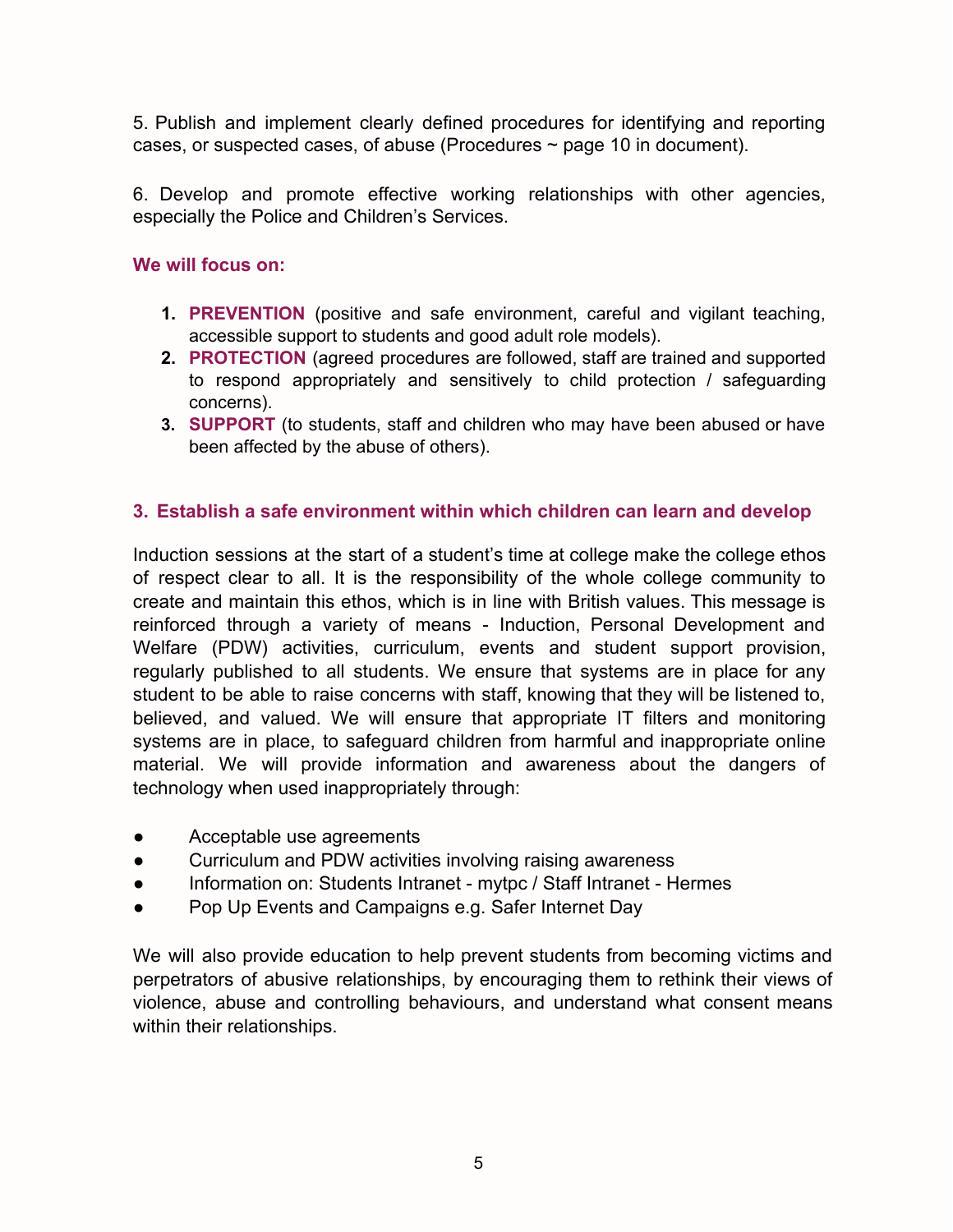5. Publish and implement clearly defined procedures for identifying and reporting cases, or suspected cases, of abuse (Procedures ~ page 10 in document).

6. Develop and promote effective working relationships with other agencies, especially the Police and Children's Services.

**We will focus on:**

1. **PREVENTION** (positive and safe environment, careful and vigilant teaching, accessible support to students and good adult role models).
2. **PROTECTION** (agreed procedures are followed, staff are trained and supported to respond appropriately and sensitively to child protection / safeguarding concerns).
3. **SUPPORT** (to students, staff and children who may have been abused or have been affected by the abuse of others).

### 3. Establish a safe environment within which children can learn and develop

Induction sessions at the start of a student's time at college make the college ethos of respect clear to all. It is the responsibility of the whole college community to create and maintain this ethos, which is in line with British values. This message is reinforced through a variety of means - Induction, Personal Development and Welfare (PDW) activities, curriculum, events and student support provision, regularly published to all students. We ensure that systems are in place for any student to be able to raise concerns with staff, knowing that they will be listened to, believed, and valued. We will ensure that appropriate IT filters and monitoring systems are in place, to safeguard children from harmful and inappropriate online material. We will provide information and awareness about the dangers of technology when used inappropriately through:

- Acceptable use agreements
- Curriculum and PDW activities involving raising awareness
- Information on: Students Intranet - mytpc / Staff Intranet - Hermes
- Pop Up Events and Campaigns e.g. Safer Internet Day

We will also provide education to help prevent students from becoming victims and perpetrators of abusive relationships, by encouraging them to rethink their views of violence, abuse and controlling behaviours, and understand what consent means within their relationships.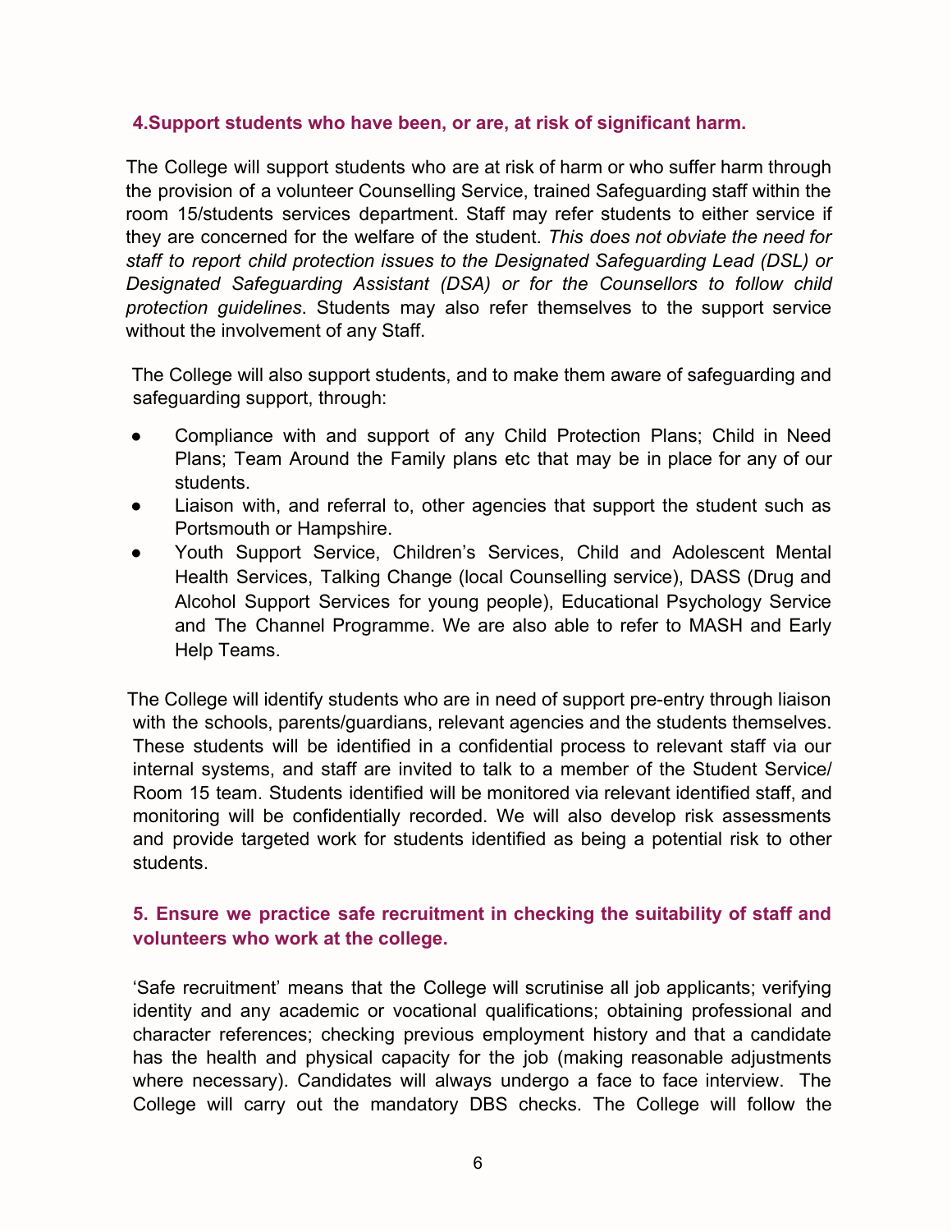## 4.Support students who have been, or are, at risk of significant harm.

The College will support students who are at risk of harm or who suffer harm through the provision of a volunteer Counselling Service, trained Safeguarding staff within the room 15/students services department. Staff may refer students to either service if they are concerned for the welfare of the student. *This does not obviate the need for staff to report child protection issues to the Designated Safeguarding Lead (DSL) or Designated Safeguarding Assistant (DSA) or for the Counsellors to follow child protection guidelines*. Students may also refer themselves to the support service without the involvement of any Staff.

The College will also support students, and to make them aware of safeguarding and safeguarding support, through:

- Compliance with and support of any Child Protection Plans; Child in Need Plans; Team Around the Family plans etc that may be in place for any of our students.
- Liaison with, and referral to, other agencies that support the student such as Portsmouth or Hampshire.
- Youth Support Service, Children's Services, Child and Adolescent Mental Health Services, Talking Change (local Counselling service), DASS (Drug and Alcohol Support Services for young people), Educational Psychology Service and The Channel Programme. We are also able to refer to MASH and Early Help Teams.

The College will identify students who are in need of support pre-entry through liaison with the schools, parents/guardians, relevant agencies and the students themselves. These students will be identified in a confidential process to relevant staff via our internal systems, and staff are invited to talk to a member of the Student Service/ Room 15 team. Students identified will be monitored via relevant identified staff, and monitoring will be confidentially recorded. We will also develop risk assessments and provide targeted work for students identified as being a potential risk to other students.

## 5. Ensure we practice safe recruitment in checking the suitability of staff and volunteers who work at the college.

'Safe recruitment' means that the College will scrutinise all job applicants; verifying identity and any academic or vocational qualifications; obtaining professional and character references; checking previous employment history and that a candidate has the health and physical capacity for the job (making reasonable adjustments where necessary). Candidates will always undergo a face to face interview. The College will carry out the mandatory DBS checks. The College will follow the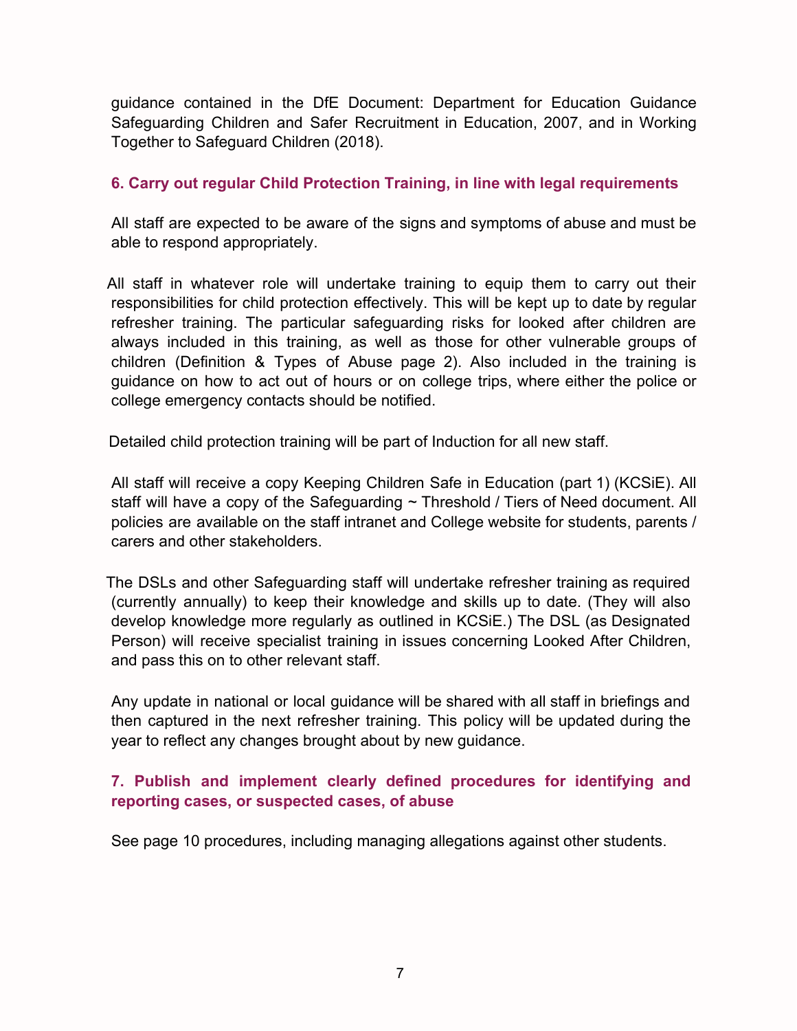guidance contained in the DfE Document: Department for Education Guidance Safeguarding Children and Safer Recruitment in Education, 2007, and in Working Together to Safeguard Children (2018).

### 6. Carry out regular Child Protection Training, in line with legal requirements

All staff are expected to be aware of the signs and symptoms of abuse and must be able to respond appropriately.

All staff in whatever role will undertake training to equip them to carry out their responsibilities for child protection effectively. This will be kept up to date by regular refresher training. The particular safeguarding risks for looked after children are always included in this training, as well as those for other vulnerable groups of children (Definition & Types of Abuse page 2). Also included in the training is guidance on how to act out of hours or on college trips, where either the police or college emergency contacts should be notified.

Detailed child protection training will be part of Induction for all new staff.

All staff will receive a copy Keeping Children Safe in Education (part 1) (KCSiE). All staff will have a copy of the Safeguarding ~ Threshold / Tiers of Need document. All policies are available on the staff intranet and College website for students, parents / carers and other stakeholders.

The DSLs and other Safeguarding staff will undertake refresher training as required (currently annually) to keep their knowledge and skills up to date. (They will also develop knowledge more regularly as outlined in KCSiE.) The DSL (as Designated Person) will receive specialist training in issues concerning Looked After Children, and pass this on to other relevant staff.

Any update in national or local guidance will be shared with all staff in briefings and then captured in the next refresher training. This policy will be updated during the year to reflect any changes brought about by new guidance.

### 7. Publish and implement clearly defined procedures for identifying and reporting cases, or suspected cases, of abuse

See page 10 procedures, including managing allegations against other students.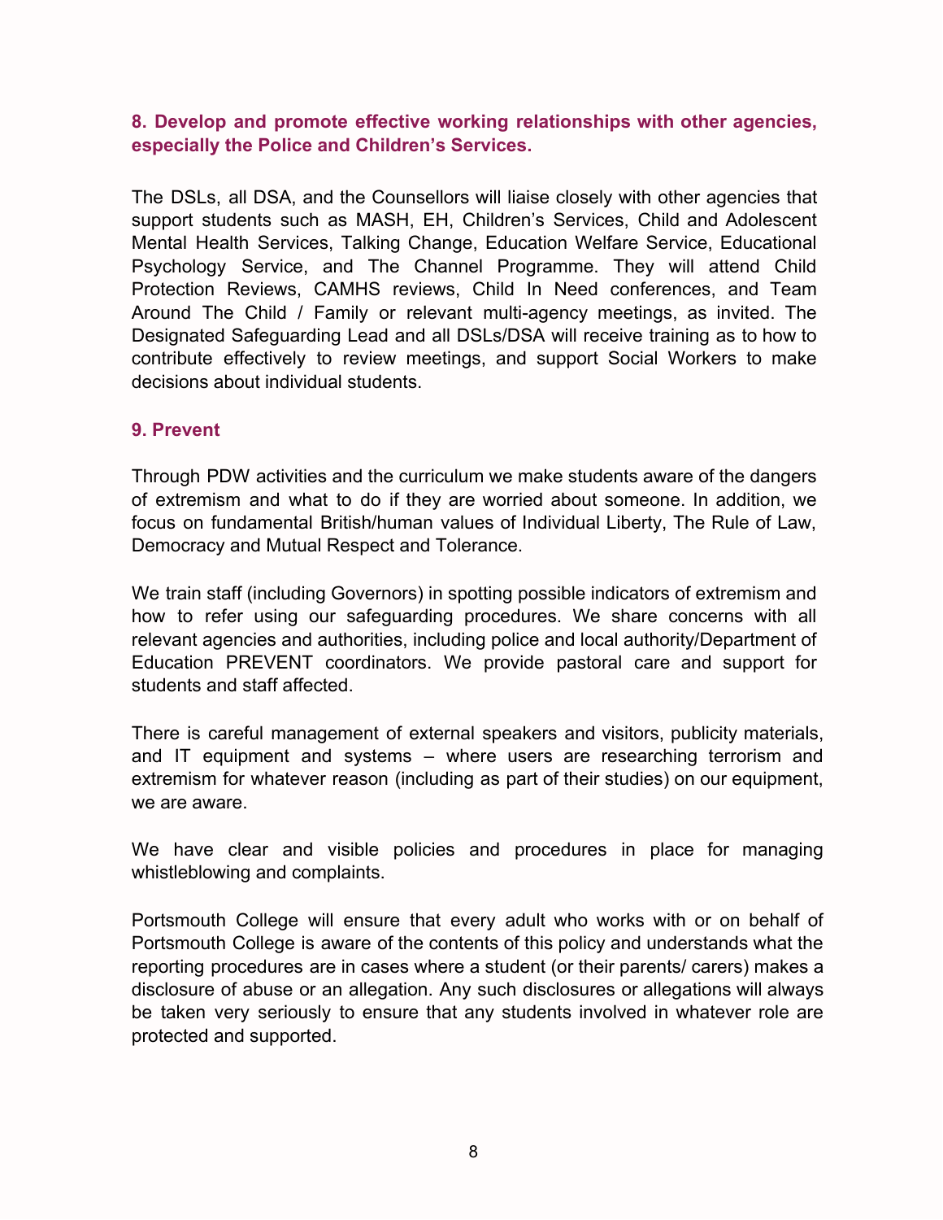## 8. Develop and promote effective working relationships with other agencies, especially the Police and Children's Services.

The DSLs, all DSA, and the Counsellors will liaise closely with other agencies that support students such as MASH, EH, Children's Services, Child and Adolescent Mental Health Services, Talking Change, Education Welfare Service, Educational Psychology Service, and The Channel Programme. They will attend Child Protection Reviews, CAMHS reviews, Child In Need conferences, and Team Around The Child / Family or relevant multi-agency meetings, as invited. The Designated Safeguarding Lead and all DSLs/DSA will receive training as to how to contribute effectively to review meetings, and support Social Workers to make decisions about individual students.

## 9. Prevent

Through PDW activities and the curriculum we make students aware of the dangers of extremism and what to do if they are worried about someone. In addition, we focus on fundamental British/human values of Individual Liberty, The Rule of Law, Democracy and Mutual Respect and Tolerance.

We train staff (including Governors) in spotting possible indicators of extremism and how to refer using our safeguarding procedures. We share concerns with all relevant agencies and authorities, including police and local authority/Department of Education PREVENT coordinators. We provide pastoral care and support for students and staff affected.

There is careful management of external speakers and visitors, publicity materials, and IT equipment and systems – where users are researching terrorism and extremism for whatever reason (including as part of their studies) on our equipment, we are aware.

We have clear and visible policies and procedures in place for managing whistleblowing and complaints.

Portsmouth College will ensure that every adult who works with or on behalf of Portsmouth College is aware of the contents of this policy and understands what the reporting procedures are in cases where a student (or their parents/ carers) makes a disclosure of abuse or an allegation. Any such disclosures or allegations will always be taken very seriously to ensure that any students involved in whatever role are protected and supported.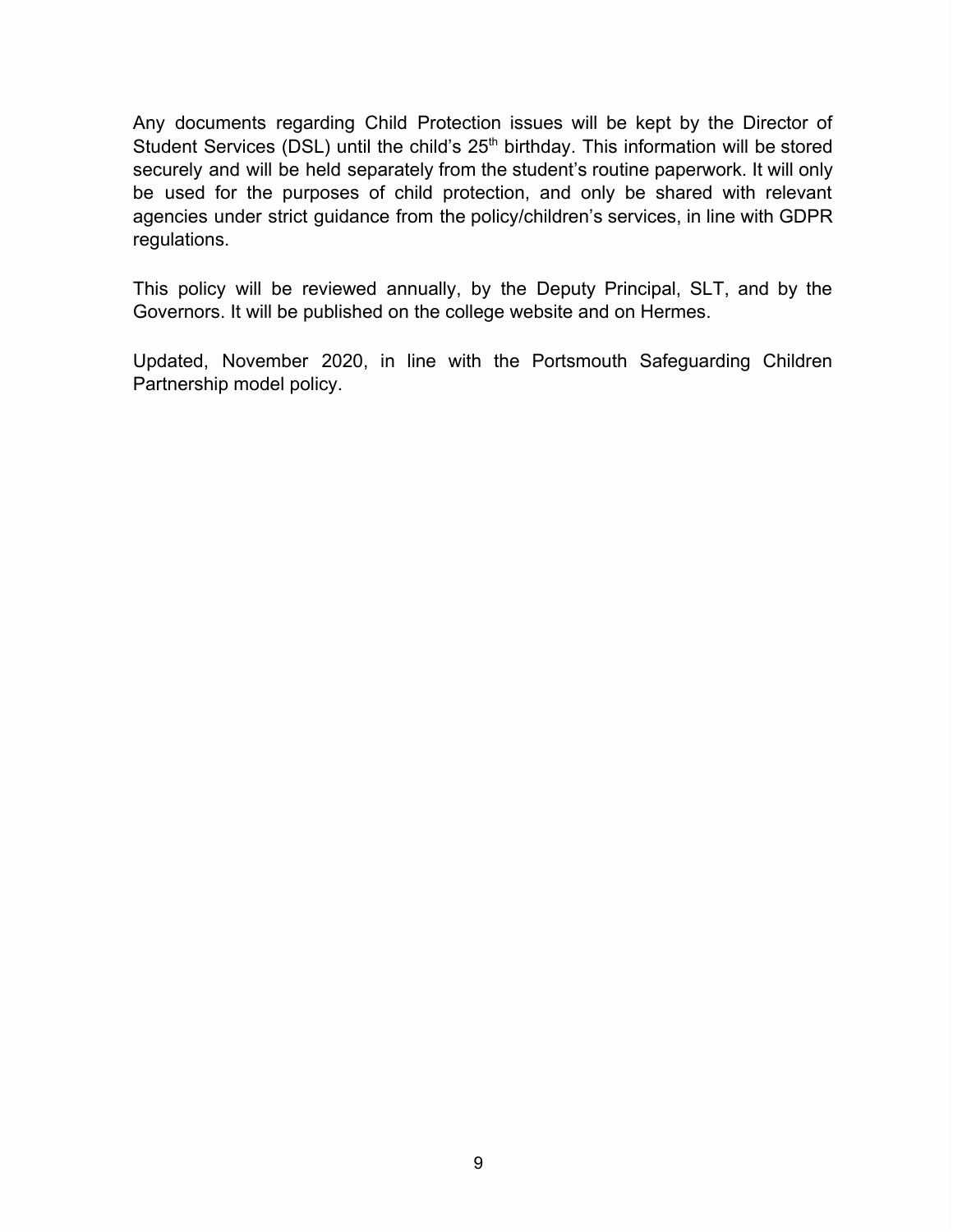Any documents regarding Child Protection issues will be kept by the Director of Student Services (DSL) until the child's 25th birthday. This information will be stored securely and will be held separately from the student's routine paperwork. It will only be used for the purposes of child protection, and only be shared with relevant agencies under strict guidance from the policy/children's services, in line with GDPR regulations.

This policy will be reviewed annually, by the Deputy Principal, SLT, and by the Governors. It will be published on the college website and on Hermes.

Updated, November 2020, in line with the Portsmouth Safeguarding Children Partnership model policy.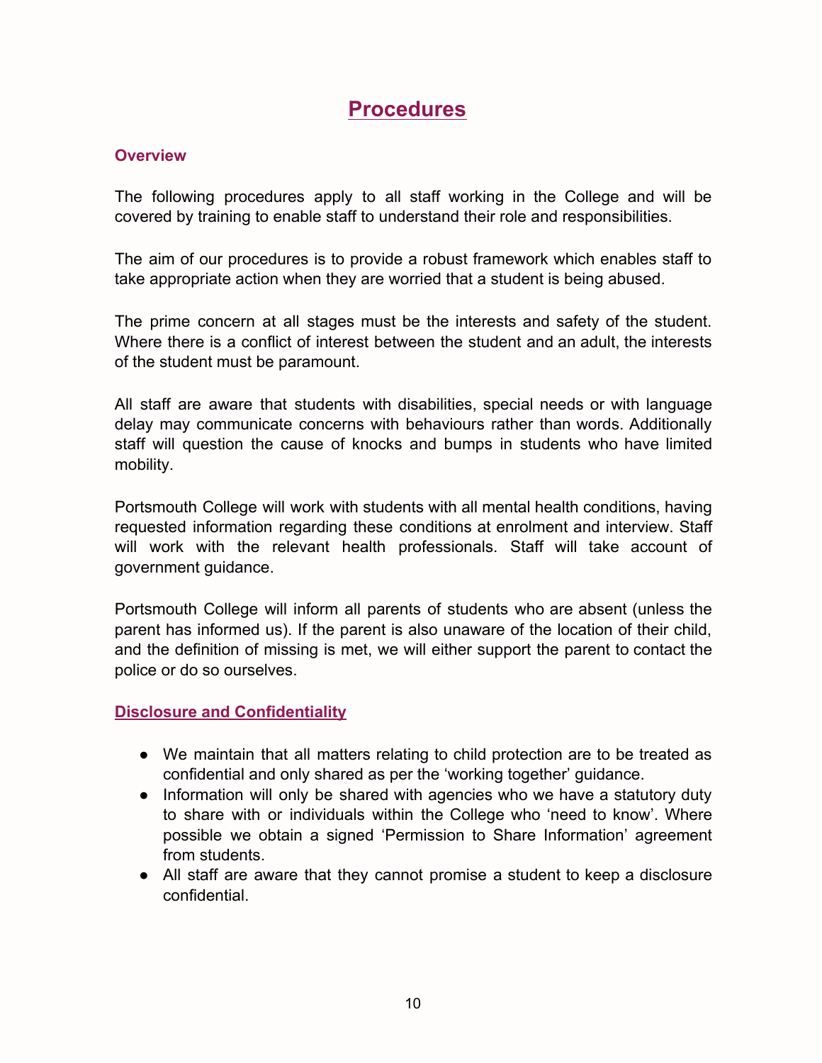# Procedures

## Overview

The following procedures apply to all staff working in the College and will be covered by training to enable staff to understand their role and responsibilities.

The aim of our procedures is to provide a robust framework which enables staff to take appropriate action when they are worried that a student is being abused.

The prime concern at all stages must be the interests and safety of the student. Where there is a conflict of interest between the student and an adult, the interests of the student must be paramount.

All staff are aware that students with disabilities, special needs or with language delay may communicate concerns with behaviours rather than words. Additionally staff will question the cause of knocks and bumps in students who have limited mobility.

Portsmouth College will work with students with all mental health conditions, having requested information regarding these conditions at enrolment and interview. Staff will work with the relevant health professionals. Staff will take account of government guidance.

Portsmouth College will inform all parents of students who are absent (unless the parent has informed us). If the parent is also unaware of the location of their child, and the definition of missing is met, we will either support the parent to contact the police or do so ourselves.

## Disclosure and Confidentiality

- We maintain that all matters relating to child protection are to be treated as confidential and only shared as per the 'working together' guidance.
- Information will only be shared with agencies who we have a statutory duty to share with or individuals within the College who 'need to know'. Where possible we obtain a signed 'Permission to Share Information' agreement from students.
- All staff are aware that they cannot promise a student to keep a disclosure confidential.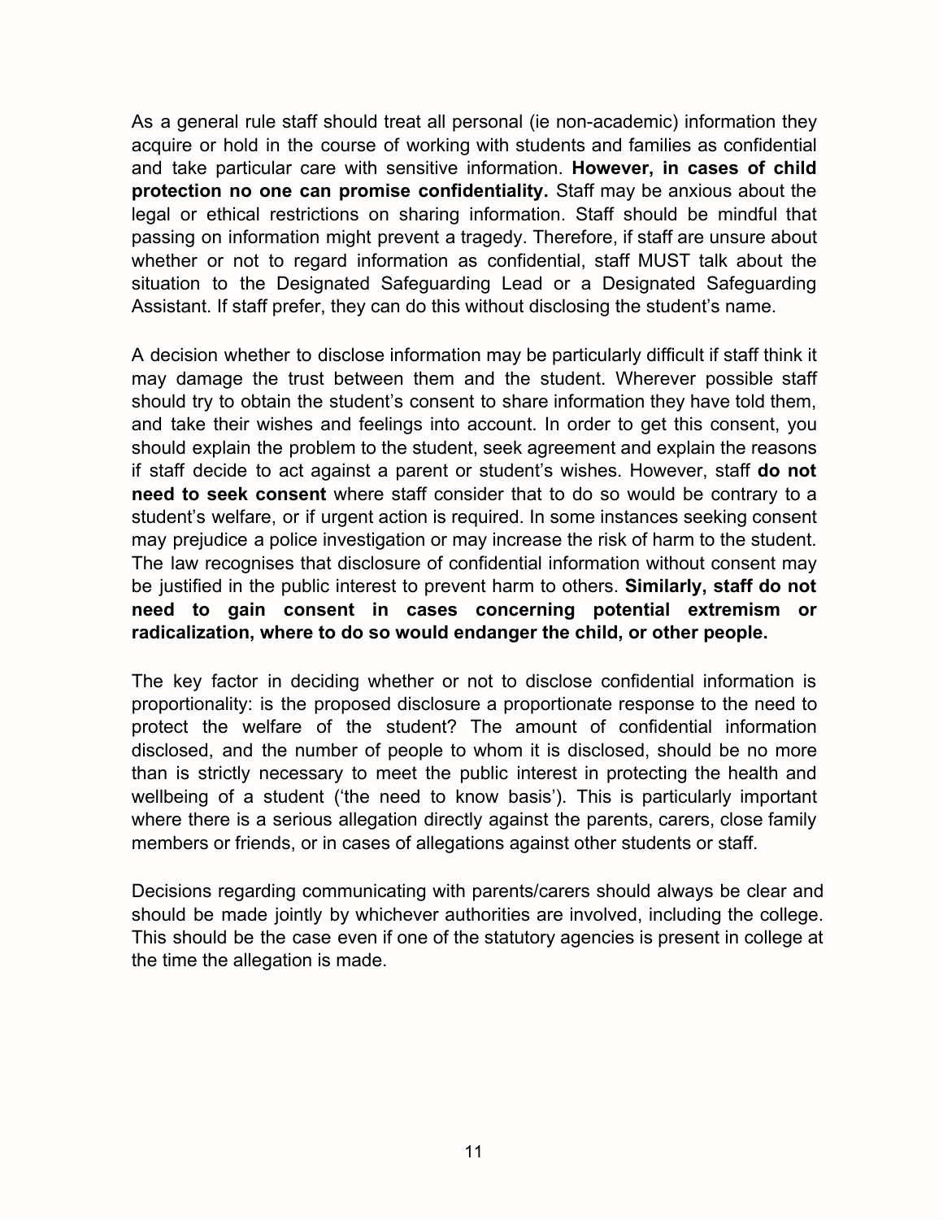As a general rule staff should treat all personal (ie non-academic) information they acquire or hold in the course of working with students and families as confidential and take particular care with sensitive information. **However, in cases of child protection no one can promise confidentiality.** Staff may be anxious about the legal or ethical restrictions on sharing information. Staff should be mindful that passing on information might prevent a tragedy. Therefore, if staff are unsure about whether or not to regard information as confidential, staff MUST talk about the situation to the Designated Safeguarding Lead or a Designated Safeguarding Assistant. If staff prefer, they can do this without disclosing the student's name.

A decision whether to disclose information may be particularly difficult if staff think it may damage the trust between them and the student. Wherever possible staff should try to obtain the student's consent to share information they have told them, and take their wishes and feelings into account. In order to get this consent, you should explain the problem to the student, seek agreement and explain the reasons if staff decide to act against a parent or student's wishes. However, staff **do not need to seek consent** where staff consider that to do so would be contrary to a student's welfare, or if urgent action is required. In some instances seeking consent may prejudice a police investigation or may increase the risk of harm to the student. The law recognises that disclosure of confidential information without consent may be justified in the public interest to prevent harm to others. **Similarly, staff do not need to gain consent in cases concerning potential extremism or radicalization, where to do so would endanger the child, or other people.**

The key factor in deciding whether or not to disclose confidential information is proportionality: is the proposed disclosure a proportionate response to the need to protect the welfare of the student? The amount of confidential information disclosed, and the number of people to whom it is disclosed, should be no more than is strictly necessary to meet the public interest in protecting the health and wellbeing of a student ('the need to know basis'). This is particularly important where there is a serious allegation directly against the parents, carers, close family members or friends, or in cases of allegations against other students or staff.

Decisions regarding communicating with parents/carers should always be clear and should be made jointly by whichever authorities are involved, including the college. This should be the case even if one of the statutory agencies is present in college at the time the allegation is made.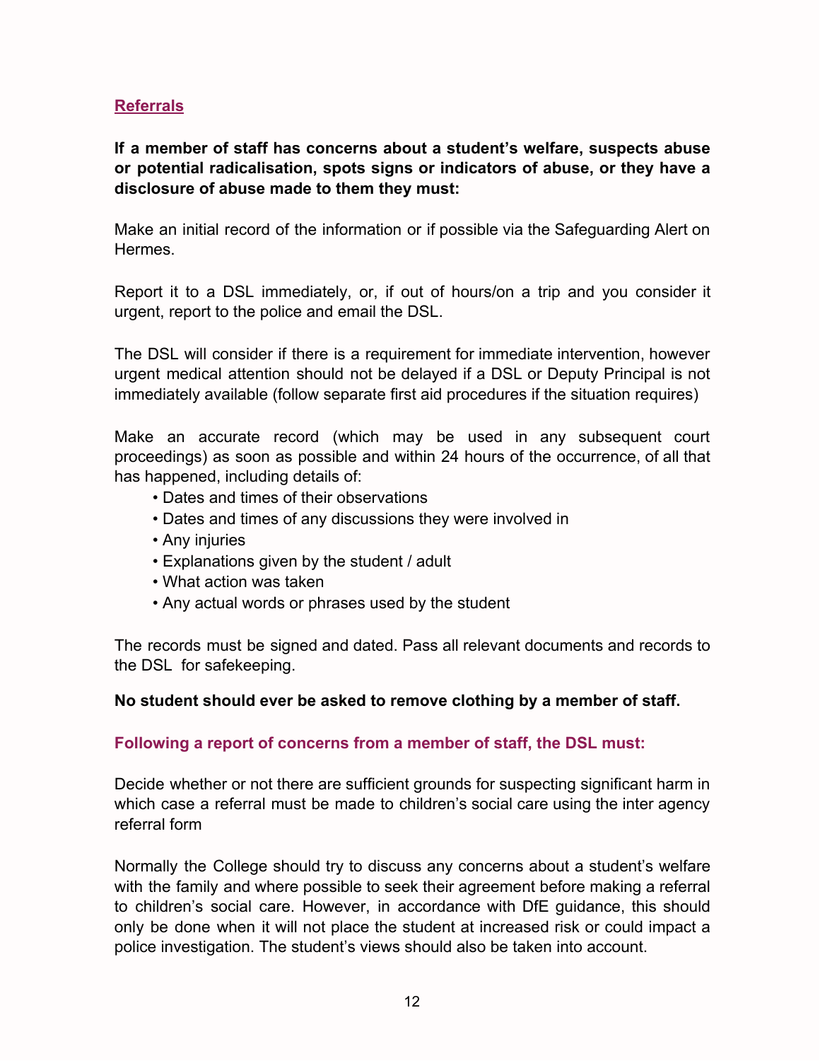## Referrals

**If a member of staff has concerns about a student's welfare, suspects abuse or potential radicalisation, spots signs or indicators of abuse, or they have a disclosure of abuse made to them they must:**

Make an initial record of the information or if possible via the Safeguarding Alert on Hermes.

Report it to a DSL immediately, or, if out of hours/on a trip and you consider it urgent, report to the police and email the DSL.

The DSL will consider if there is a requirement for immediate intervention, however urgent medical attention should not be delayed if a DSL or Deputy Principal is not immediately available (follow separate first aid procedures if the situation requires)

Make an accurate record (which may be used in any subsequent court proceedings) as soon as possible and within 24 hours of the occurrence, of all that has happened, including details of:

- Dates and times of their observations
- Dates and times of any discussions they were involved in
- Any injuries
- Explanations given by the student / adult
- What action was taken
- Any actual words or phrases used by the student

The records must be signed and dated. Pass all relevant documents and records to the DSL for safekeeping.

**No student should ever be asked to remove clothing by a member of staff.**

### Following a report of concerns from a member of staff, the DSL must:

Decide whether or not there are sufficient grounds for suspecting significant harm in which case a referral must be made to children's social care using the inter agency referral form

Normally the College should try to discuss any concerns about a student's welfare with the family and where possible to seek their agreement before making a referral to children's social care. However, in accordance with DfE guidance, this should only be done when it will not place the student at increased risk or could impact a police investigation. The student's views should also be taken into account.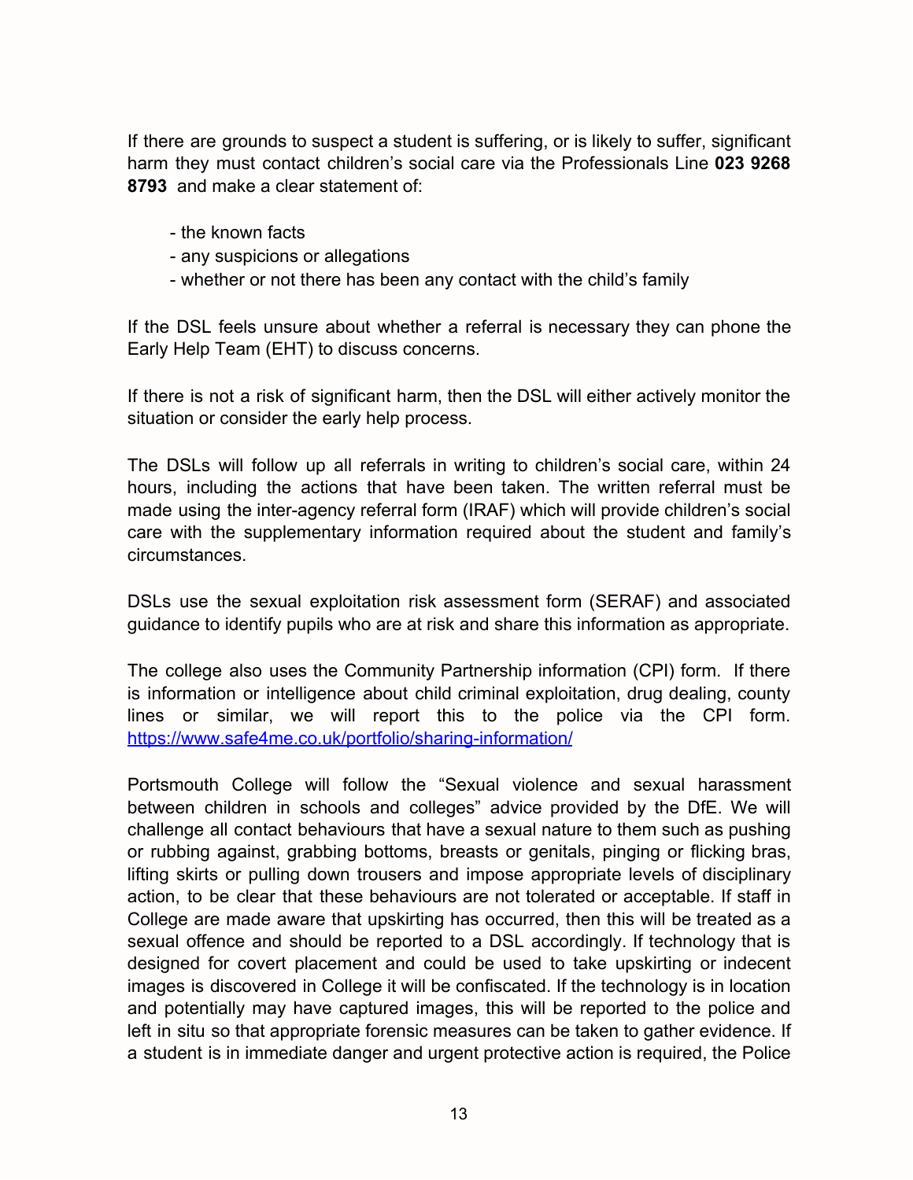If there are grounds to suspect a student is suffering, or is likely to suffer, significant harm they must contact children's social care via the Professionals Line **023 9268 8793** and make a clear statement of:

- the known facts
- any suspicions or allegations
- whether or not there has been any contact with the child's family

If the DSL feels unsure about whether a referral is necessary they can phone the Early Help Team (EHT) to discuss concerns.

If there is not a risk of significant harm, then the DSL will either actively monitor the situation or consider the early help process.

The DSLs will follow up all referrals in writing to children's social care, within 24 hours, including the actions that have been taken. The written referral must be made using the inter-agency referral form (IRAF) which will provide children's social care with the supplementary information required about the student and family's circumstances.

DSLs use the sexual exploitation risk assessment form (SERAF) and associated guidance to identify pupils who are at risk and share this information as appropriate.

The college also uses the Community Partnership information (CPI) form. If there is information or intelligence about child criminal exploitation, drug dealing, county lines or similar, we will report this to the police via the CPI form. [https://www.safe4me.co.uk/portfolio/sharing-information/](https://www.safe4me.co.uk/portfolio/sharing-information/)

Portsmouth College will follow the "Sexual violence and sexual harassment between children in schools and colleges" advice provided by the DfE. We will challenge all contact behaviours that have a sexual nature to them such as pushing or rubbing against, grabbing bottoms, breasts or genitals, pinging or flicking bras, lifting skirts or pulling down trousers and impose appropriate levels of disciplinary action, to be clear that these behaviours are not tolerated or acceptable. If staff in College are made aware that upskirting has occurred, then this will be treated as a sexual offence and should be reported to a DSL accordingly. If technology that is designed for covert placement and could be used to take upskirting or indecent images is discovered in College it will be confiscated. If the technology is in location and potentially may have captured images, this will be reported to the police and left in situ so that appropriate forensic measures can be taken to gather evidence. If a student is in immediate danger and urgent protective action is required, the Police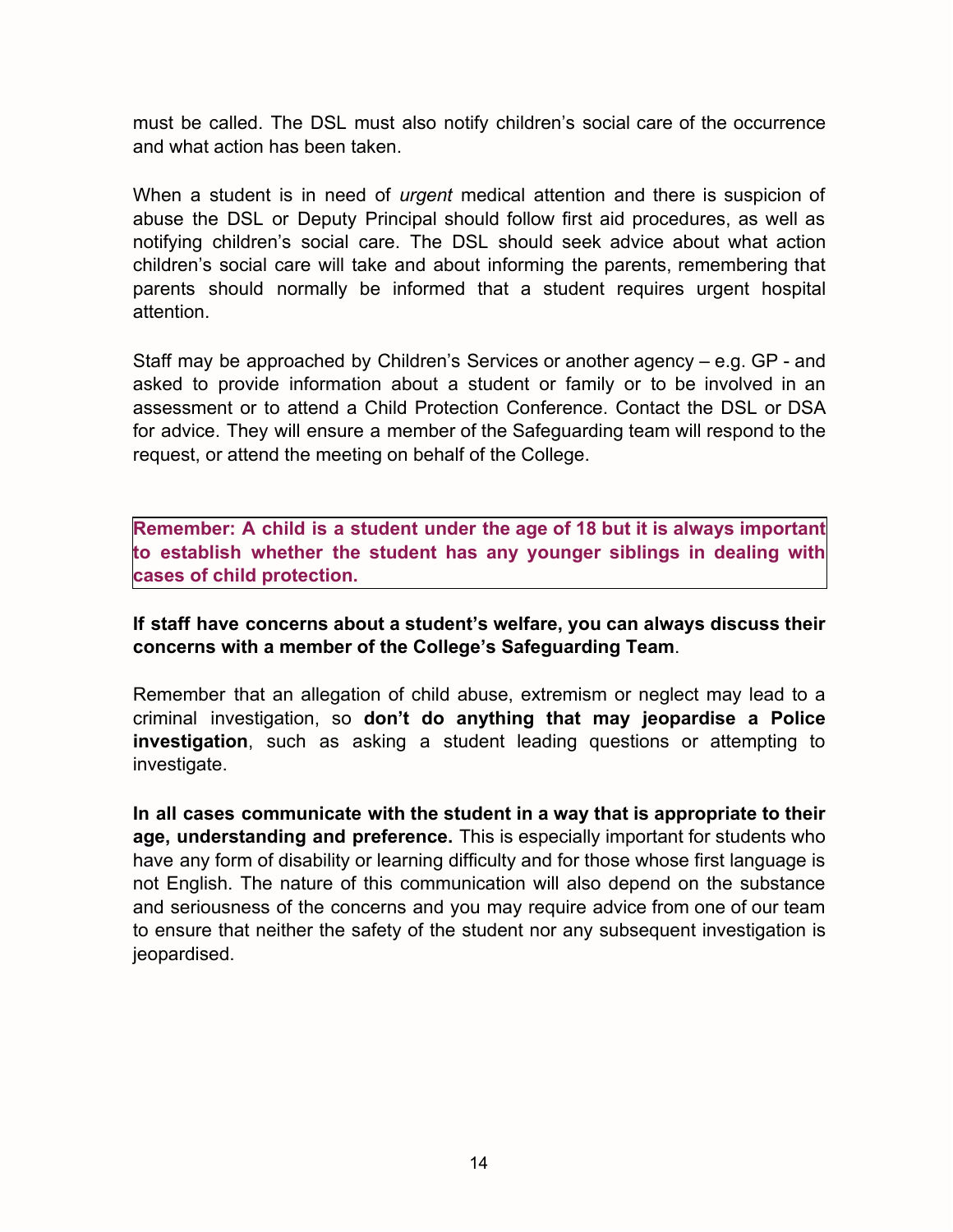must be called. The DSL must also notify children's social care of the occurrence and what action has been taken.

When a student is in need of *urgent* medical attention and there is suspicion of abuse the DSL or Deputy Principal should follow first aid procedures, as well as notifying children's social care. The DSL should seek advice about what action children's social care will take and about informing the parents, remembering that parents should normally be informed that a student requires urgent hospital attention.

Staff may be approached by Children's Services or another agency – e.g. GP - and asked to provide information about a student or family or to be involved in an assessment or to attend a Child Protection Conference. Contact the DSL or DSA for advice. They will ensure a member of the Safeguarding team will respond to the request, or attend the meeting on behalf of the College.

**Remember: A child is a student under the age of 18 but it is always important to establish whether the student has any younger siblings in dealing with cases of child protection.**

**If staff have concerns about a student's welfare, you can always discuss their concerns with a member of the College's Safeguarding Team**.

Remember that an allegation of child abuse, extremism or neglect may lead to a criminal investigation, so **don't do anything that may jeopardise a Police investigation**, such as asking a student leading questions or attempting to investigate.

**In all cases communicate with the student in a way that is appropriate to their age, understanding and preference.** This is especially important for students who have any form of disability or learning difficulty and for those whose first language is not English. The nature of this communication will also depend on the substance and seriousness of the concerns and you may require advice from one of our team to ensure that neither the safety of the student nor any subsequent investigation is jeopardised.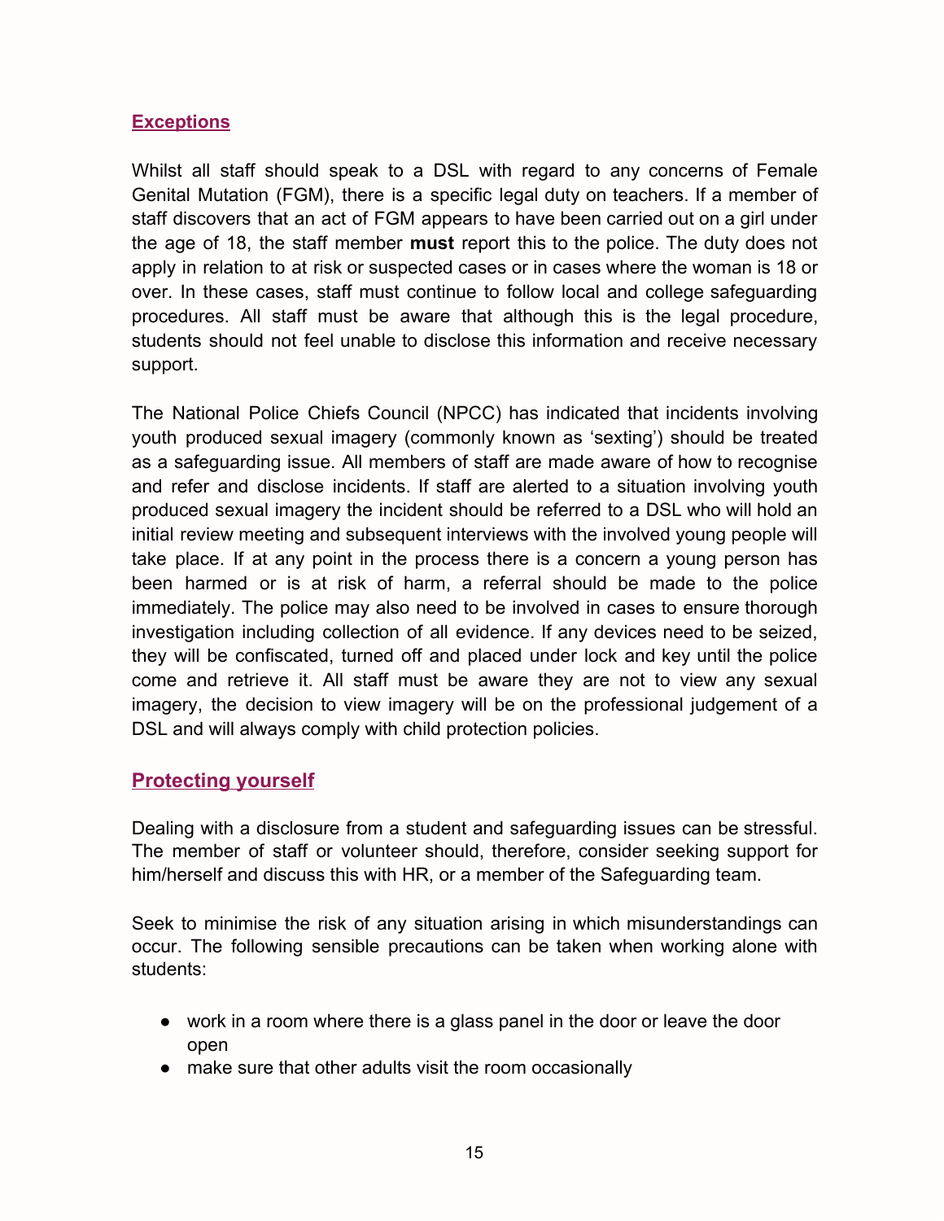## Exceptions

Whilst all staff should speak to a DSL with regard to any concerns of Female Genital Mutation (FGM), there is a specific legal duty on teachers. If a member of staff discovers that an act of FGM appears to have been carried out on a girl under the age of 18, the staff member **must** report this to the police. The duty does not apply in relation to at risk or suspected cases or in cases where the woman is 18 or over. In these cases, staff must continue to follow local and college safeguarding procedures. All staff must be aware that although this is the legal procedure, students should not feel unable to disclose this information and receive necessary support.

The National Police Chiefs Council (NPCC) has indicated that incidents involving youth produced sexual imagery (commonly known as 'sexting') should be treated as a safeguarding issue. All members of staff are made aware of how to recognise and refer and disclose incidents. If staff are alerted to a situation involving youth produced sexual imagery the incident should be referred to a DSL who will hold an initial review meeting and subsequent interviews with the involved young people will take place. If at any point in the process there is a concern a young person has been harmed or is at risk of harm, a referral should be made to the police immediately. The police may also need to be involved in cases to ensure thorough investigation including collection of all evidence. If any devices need to be seized, they will be confiscated, turned off and placed under lock and key until the police come and retrieve it. All staff must be aware they are not to view any sexual imagery, the decision to view imagery will be on the professional judgement of a DSL and will always comply with child protection policies.

## Protecting yourself

Dealing with a disclosure from a student and safeguarding issues can be stressful. The member of staff or volunteer should, therefore, consider seeking support for him/herself and discuss this with HR, or a member of the Safeguarding team.

Seek to minimise the risk of any situation arising in which misunderstandings can occur. The following sensible precautions can be taken when working alone with students:

- work in a room where there is a glass panel in the door or leave the door open
- make sure that other adults visit the room occasionally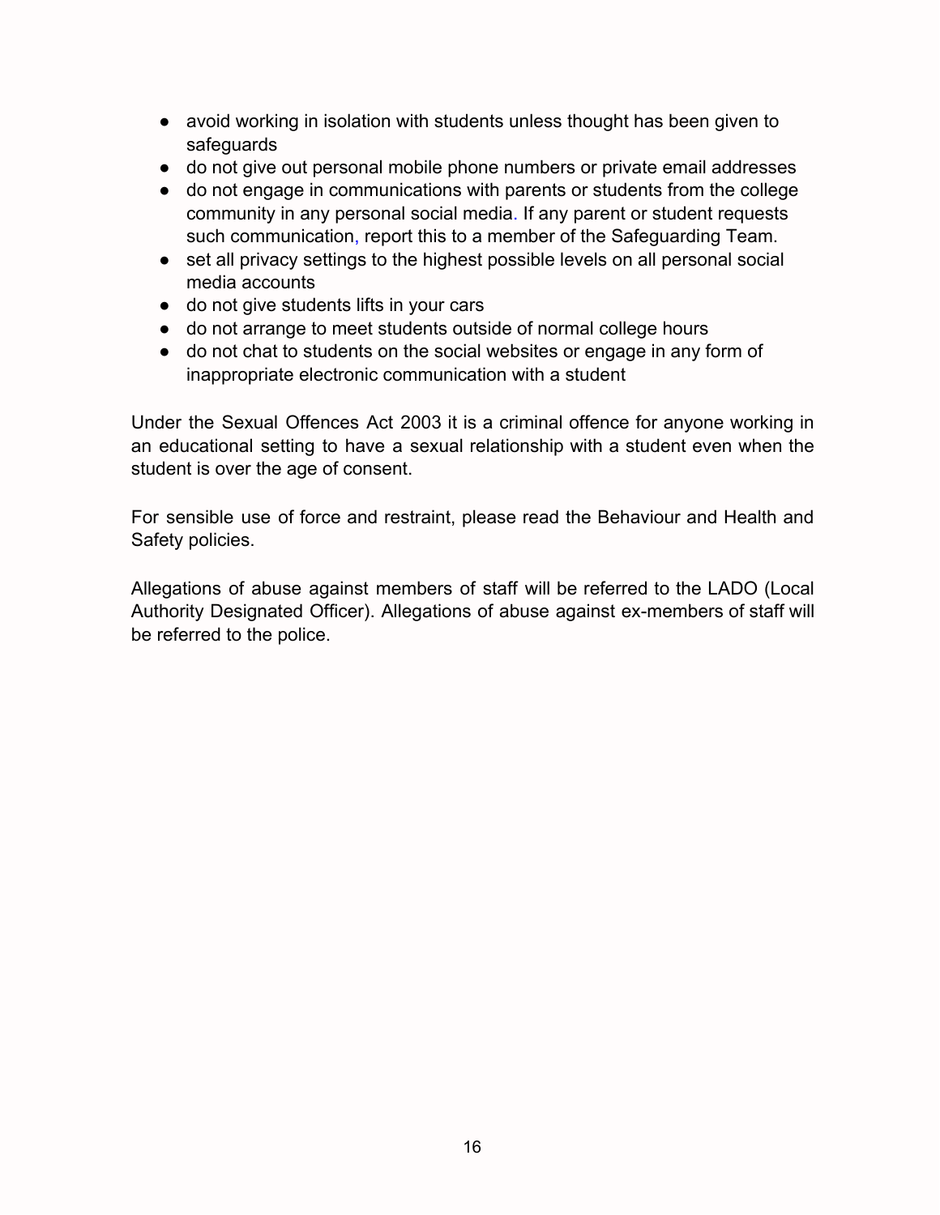- avoid working in isolation with students unless thought has been given to safeguards
- do not give out personal mobile phone numbers or private email addresses
- do not engage in communications with parents or students from the college community in any personal social media. If any parent or student requests such communication, report this to a member of the Safeguarding Team.
- set all privacy settings to the highest possible levels on all personal social media accounts
- do not give students lifts in your cars
- do not arrange to meet students outside of normal college hours
- do not chat to students on the social websites or engage in any form of inappropriate electronic communication with a student

Under the Sexual Offences Act 2003 it is a criminal offence for anyone working in an educational setting to have a sexual relationship with a student even when the student is over the age of consent.

For sensible use of force and restraint, please read the Behaviour and Health and Safety policies.

Allegations of abuse against members of staff will be referred to the LADO (Local Authority Designated Officer). Allegations of abuse against ex-members of staff will be referred to the police.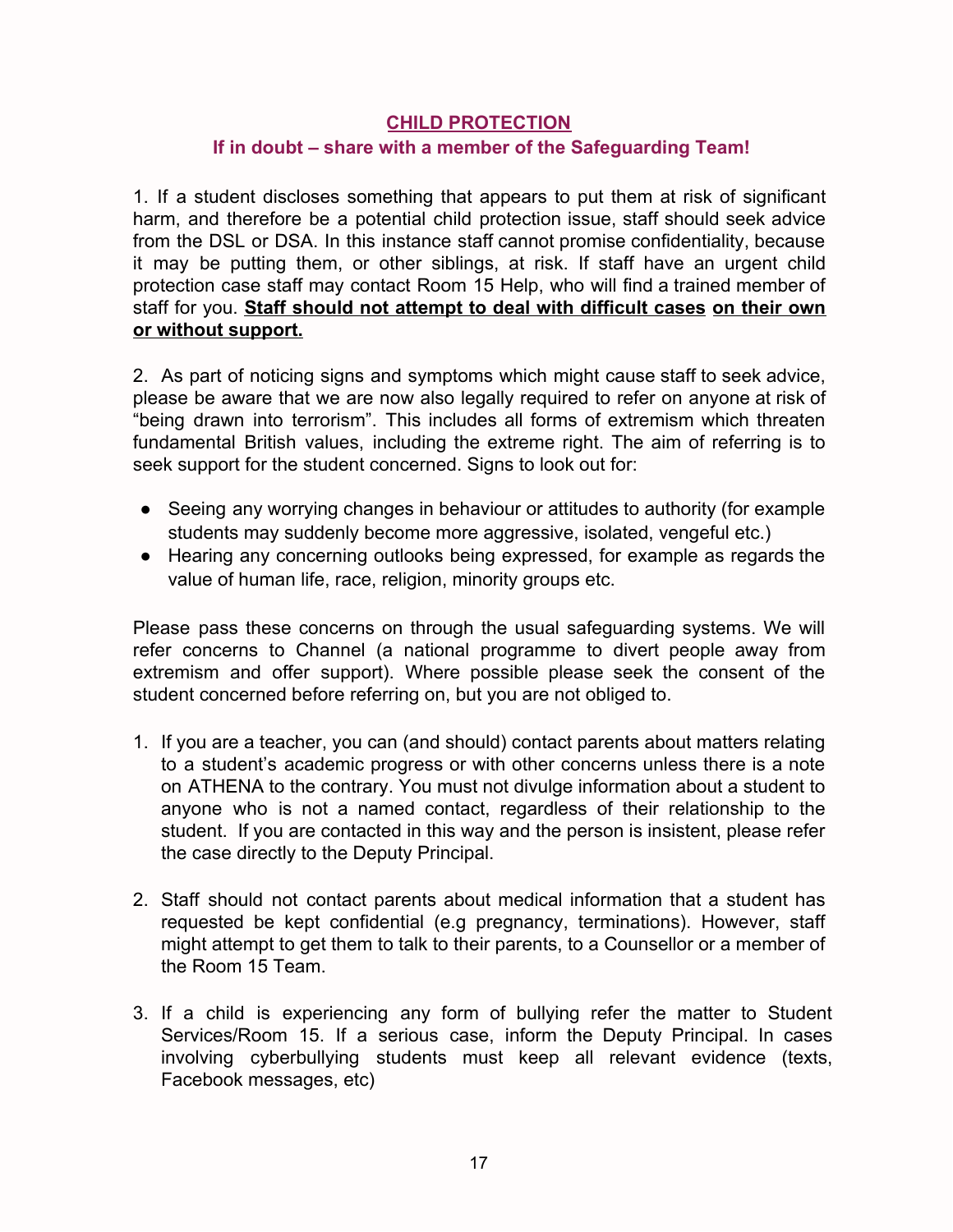## CHILD PROTECTION

**If in doubt – share with a member of the Safeguarding Team!**

1. If a student discloses something that appears to put them at risk of significant harm, and therefore be a potential child protection issue, staff should seek advice from the DSL or DSA. In this instance staff cannot promise confidentiality, because it may be putting them, or other siblings, at risk. If staff have an urgent child protection case staff may contact Room 15 Help, who will find a trained member of staff for you. **Staff should not attempt to deal with difficult cases on their own or without support.**

2. As part of noticing signs and symptoms which might cause staff to seek advice, please be aware that we are now also legally required to refer on anyone at risk of "being drawn into terrorism". This includes all forms of extremism which threaten fundamental British values, including the extreme right. The aim of referring is to seek support for the student concerned. Signs to look out for:

- Seeing any worrying changes in behaviour or attitudes to authority (for example students may suddenly become more aggressive, isolated, vengeful etc.)
- Hearing any concerning outlooks being expressed, for example as regards the value of human life, race, religion, minority groups etc.

Please pass these concerns on through the usual safeguarding systems. We will refer concerns to Channel (a national programme to divert people away from extremism and offer support). Where possible please seek the consent of the student concerned before referring on, but you are not obliged to.

1. If you are a teacher, you can (and should) contact parents about matters relating to a student's academic progress or with other concerns unless there is a note on ATHENA to the contrary. You must not divulge information about a student to anyone who is not a named contact, regardless of their relationship to the student. If you are contacted in this way and the person is insistent, please refer the case directly to the Deputy Principal.

2. Staff should not contact parents about medical information that a student has requested be kept confidential (e.g pregnancy, terminations). However, staff might attempt to get them to talk to their parents, to a Counsellor or a member of the Room 15 Team.

3. If a child is experiencing any form of bullying refer the matter to Student Services/Room 15. If a serious case, inform the Deputy Principal. In cases involving cyberbullying students must keep all relevant evidence (texts, Facebook messages, etc)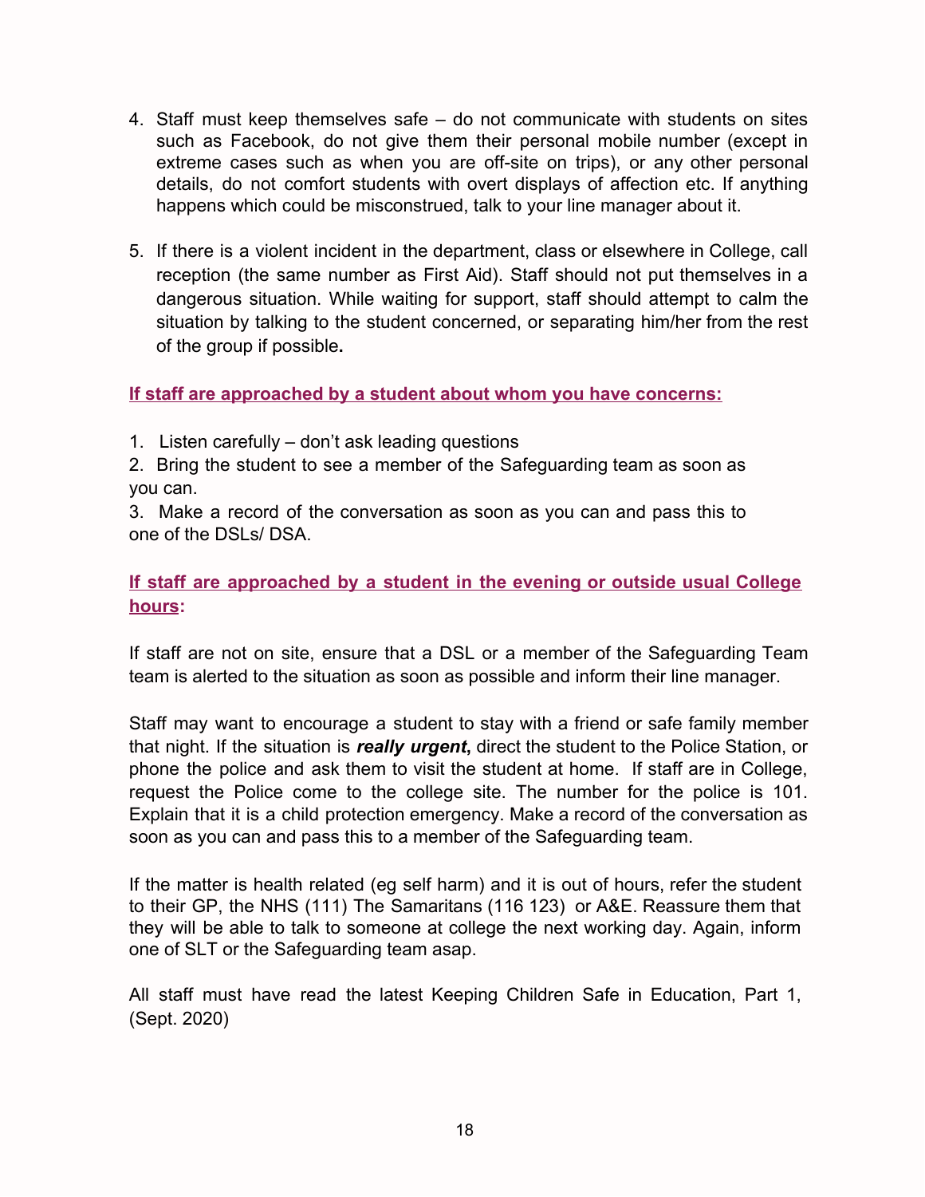4. Staff must keep themselves safe – do not communicate with students on sites such as Facebook, do not give them their personal mobile number (except in extreme cases such as when you are off-site on trips), or any other personal details, do not comfort students with overt displays of affection etc. If anything happens which could be misconstrued, talk to your line manager about it.

5. If there is a violent incident in the department, class or elsewhere in College, call reception (the same number as First Aid). Staff should not put themselves in a dangerous situation. While waiting for support, staff should attempt to calm the situation by talking to the student concerned, or separating him/her from the rest of the group if possible**.**

**If staff are approached by a student about whom you have concerns:**

1. Listen carefully – don't ask leading questions
2. Bring the student to see a member of the Safeguarding team as soon as you can.
3. Make a record of the conversation as soon as you can and pass this to one of the DSLs/ DSA.

**If staff are approached by a student in the evening or outside usual College hours:**

If staff are not on site, ensure that a DSL or a member of the Safeguarding Team team is alerted to the situation as soon as possible and inform their line manager.

Staff may want to encourage a student to stay with a friend or safe family member that night. If the situation is ***really urgent*,** direct the student to the Police Station, or phone the police and ask them to visit the student at home. If staff are in College, request the Police come to the college site. The number for the police is 101. Explain that it is a child protection emergency. Make a record of the conversation as soon as you can and pass this to a member of the Safeguarding team.

If the matter is health related (eg self harm) and it is out of hours, refer the student to their GP, the NHS (111) The Samaritans (116 123) or A&E. Reassure them that they will be able to talk to someone at college the next working day. Again, inform one of SLT or the Safeguarding team asap.

All staff must have read the latest Keeping Children Safe in Education, Part 1, (Sept. 2020)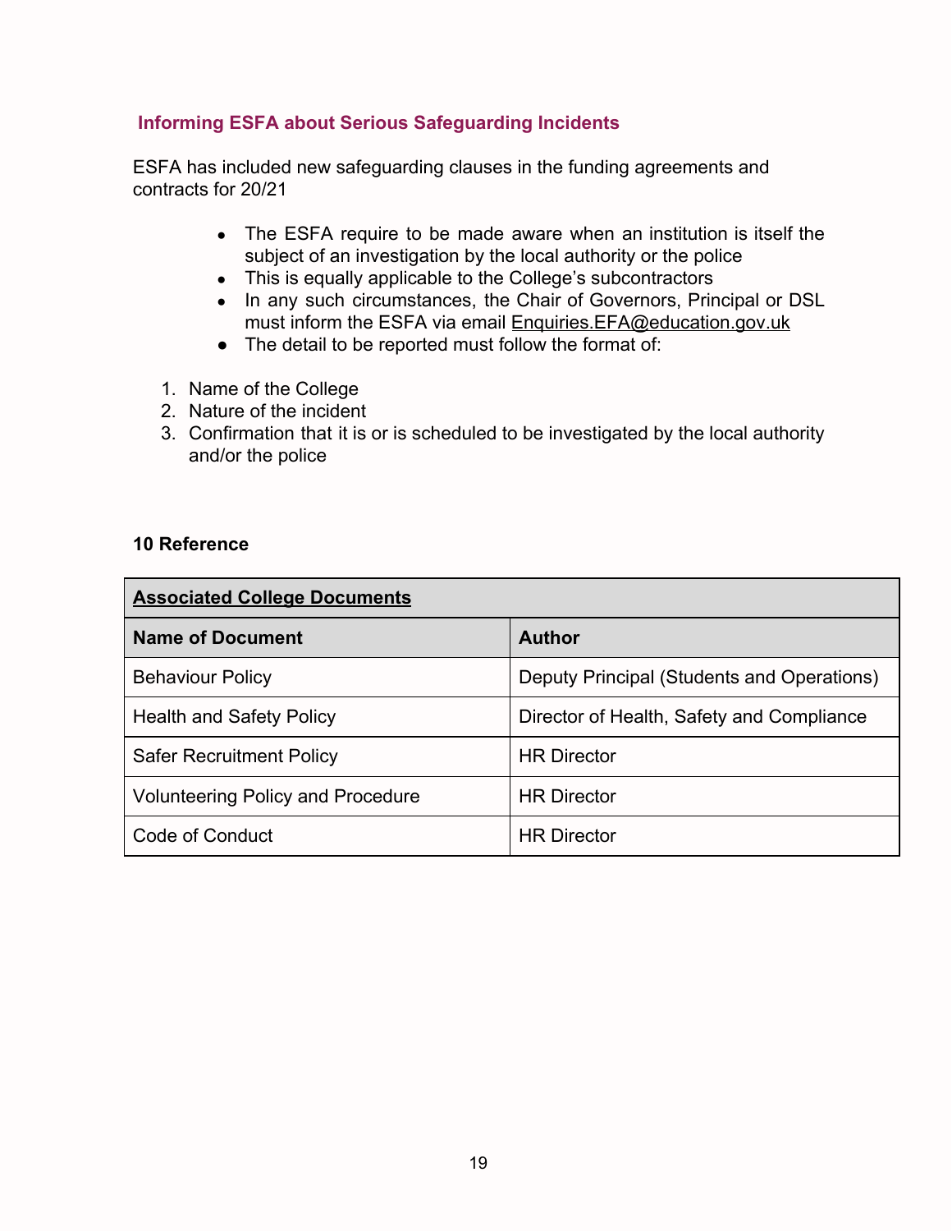### Informing ESFA about Serious Safeguarding Incidents

ESFA has included new safeguarding clauses in the funding agreements and contracts for 20/21

- The ESFA require to be made aware when an institution is itself the subject of an investigation by the local authority or the police
- This is equally applicable to the College's subcontractors
- In any such circumstances, the Chair of Governors, Principal or DSL must inform the ESFA via email Enquiries.EFA@education.gov.uk
- The detail to be reported must follow the format of:

1. Name of the College
2. Nature of the incident
3. Confirmation that it is or is scheduled to be investigated by the local authority and/or the police

## 10 Reference

| **Associated College Documents** | |
|---|---|
| **Name of Document** | **Author** |
| Behaviour Policy | Deputy Principal (Students and Operations) |
| Health and Safety Policy | Director of Health, Safety and Compliance |
| Safer Recruitment Policy | HR Director |
| Volunteering Policy and Procedure | HR Director |
| Code of Conduct | HR Director |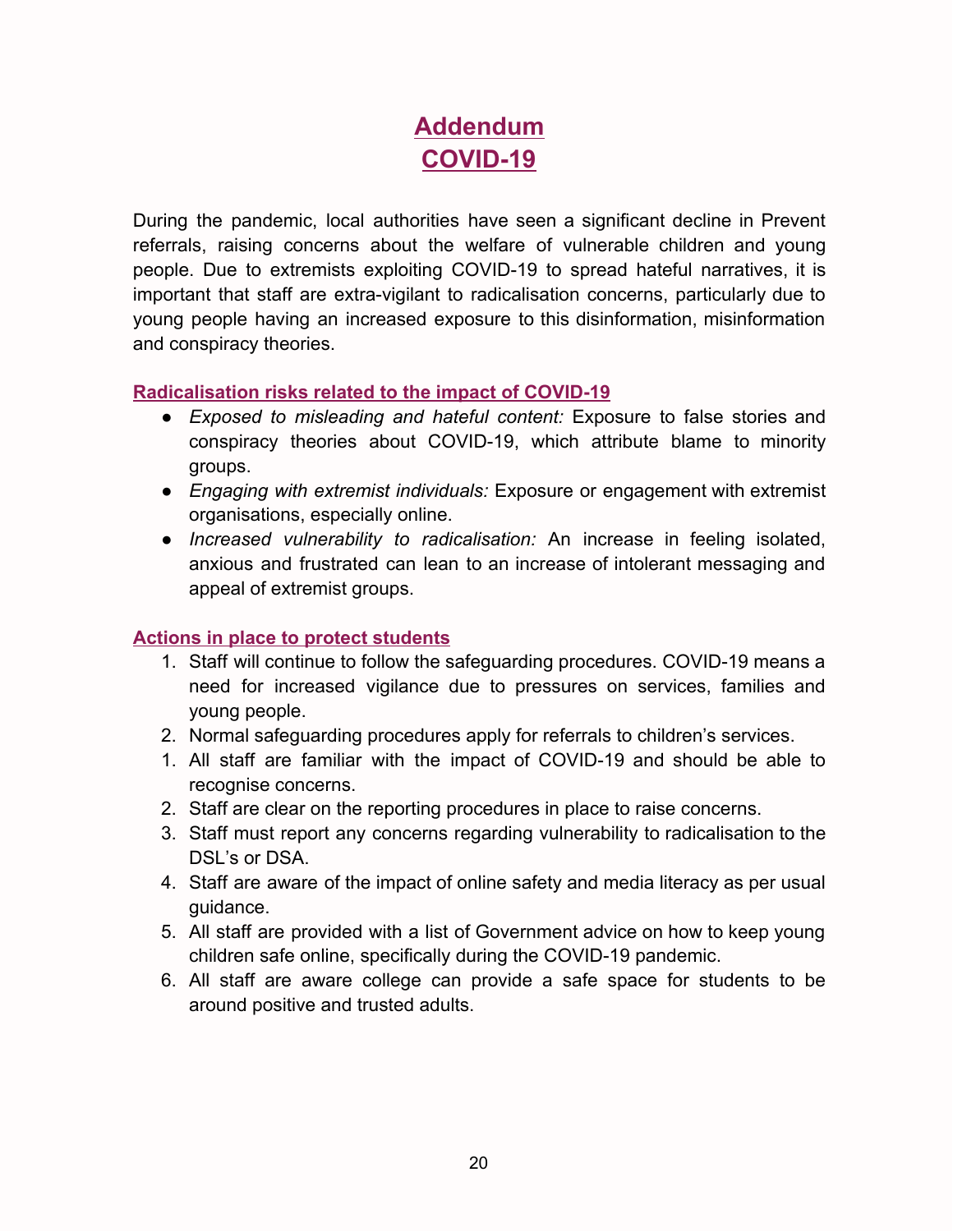# Addendum
# COVID-19

During the pandemic, local authorities have seen a significant decline in Prevent referrals, raising concerns about the welfare of vulnerable children and young people. Due to extremists exploiting COVID-19 to spread hateful narratives, it is important that staff are extra-vigilant to radicalisation concerns, particularly due to young people having an increased exposure to this disinformation, misinformation and conspiracy theories.

## Radicalisation risks related to the impact of COVID-19

- *Exposed to misleading and hateful content:* Exposure to false stories and conspiracy theories about COVID-19, which attribute blame to minority groups.
- *Engaging with extremist individuals:* Exposure or engagement with extremist organisations, especially online.
- *Increased vulnerability to radicalisation:* An increase in feeling isolated, anxious and frustrated can lean to an increase of intolerant messaging and appeal of extremist groups.

## Actions in place to protect students

1. Staff will continue to follow the safeguarding procedures. COVID-19 means a need for increased vigilance due to pressures on services, families and young people.
2. Normal safeguarding procedures apply for referrals to children's services.
1. All staff are familiar with the impact of COVID-19 and should be able to recognise concerns.
2. Staff are clear on the reporting procedures in place to raise concerns.
3. Staff must report any concerns regarding vulnerability to radicalisation to the DSL's or DSA.
4. Staff are aware of the impact of online safety and media literacy as per usual guidance.
5. All staff are provided with a list of Government advice on how to keep young children safe online, specifically during the COVID-19 pandemic.
6. All staff are aware college can provide a safe space for students to be around positive and trusted adults.